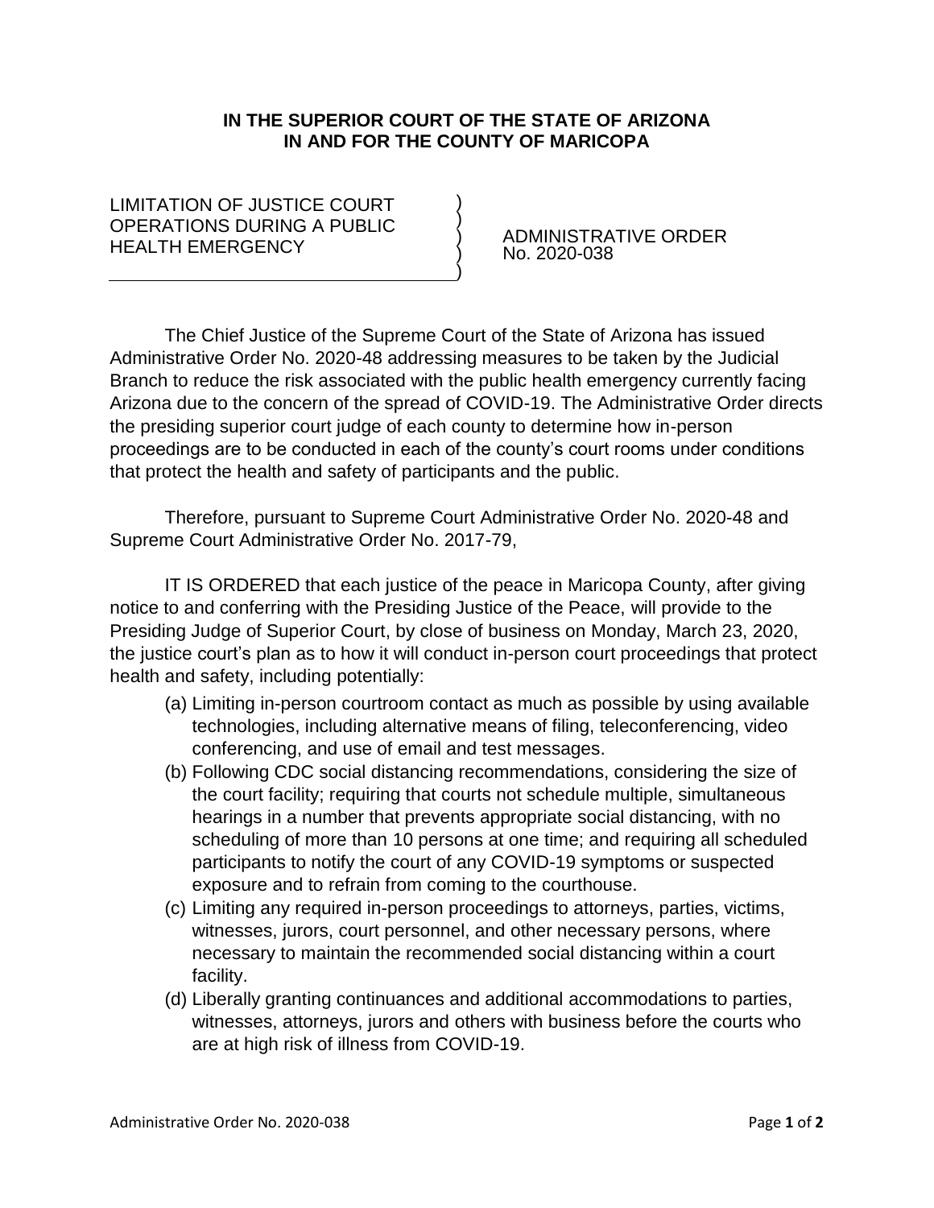**IN THE SUPERIOR COURT OF THE STATE OF ARIZONA**
**IN AND FOR THE COUNTY OF MARICOPA**

LIMITATION OF JUSTICE COURT OPERATIONS DURING A PUBLIC HEALTH EMERGENCY

ADMINISTRATIVE ORDER
No. 2020-038

The Chief Justice of the Supreme Court of the State of Arizona has issued Administrative Order No. 2020-48 addressing measures to be taken by the Judicial Branch to reduce the risk associated with the public health emergency currently facing Arizona due to the concern of the spread of COVID-19. The Administrative Order directs the presiding superior court judge of each county to determine how in-person proceedings are to be conducted in each of the county's court rooms under conditions that protect the health and safety of participants and the public.

Therefore, pursuant to Supreme Court Administrative Order No. 2020-48 and Supreme Court Administrative Order No. 2017-79,

IT IS ORDERED that each justice of the peace in Maricopa County, after giving notice to and conferring with the Presiding Justice of the Peace, will provide to the Presiding Judge of Superior Court, by close of business on Monday, March 23, 2020, the justice court's plan as to how it will conduct in-person court proceedings that protect health and safety, including potentially:

(a) Limiting in-person courtroom contact as much as possible by using available technologies, including alternative means of filing, teleconferencing, video conferencing, and use of email and test messages.

(b) Following CDC social distancing recommendations, considering the size of the court facility; requiring that courts not schedule multiple, simultaneous hearings in a number that prevents appropriate social distancing, with no scheduling of more than 10 persons at one time; and requiring all scheduled participants to notify the court of any COVID-19 symptoms or suspected exposure and to refrain from coming to the courthouse.

(c) Limiting any required in-person proceedings to attorneys, parties, victims, witnesses, jurors, court personnel, and other necessary persons, where necessary to maintain the recommended social distancing within a court facility.

(d) Liberally granting continuances and additional accommodations to parties, witnesses, attorneys, jurors and others with business before the courts who are at high risk of illness from COVID-19.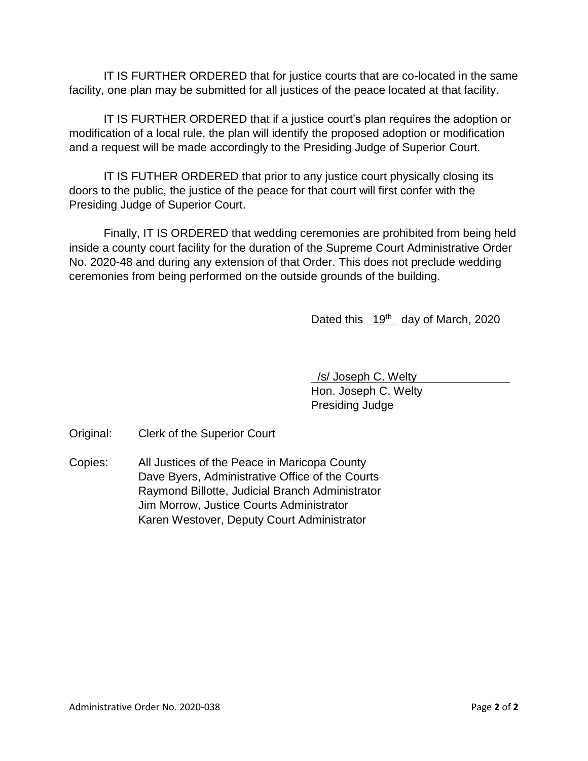IT IS FURTHER ORDERED that for justice courts that are co-located in the same facility, one plan may be submitted for all justices of the peace located at that facility.

IT IS FURTHER ORDERED that if a justice court's plan requires the adoption or modification of a local rule, the plan will identify the proposed adoption or modification and a request will be made accordingly to the Presiding Judge of Superior Court.

IT IS FUTHER ORDERED that prior to any justice court physically closing its doors to the public, the justice of the peace for that court will first confer with the Presiding Judge of Superior Court.

Finally, IT IS ORDERED that wedding ceremonies are prohibited from being held inside a county court facility for the duration of the Supreme Court Administrative Order No. 2020-48 and during any extension of that Order. This does not preclude wedding ceremonies from being performed on the outside grounds of the building.

Dated this 19th day of March, 2020

/s/ Joseph C. Welty
Hon. Joseph C. Welty
Presiding Judge

Original: Clerk of the Superior Court

Copies: All Justices of the Peace in Maricopa County
Dave Byers, Administrative Office of the Courts
Raymond Billotte, Judicial Branch Administrator
Jim Morrow, Justice Courts Administrator
Karen Westover, Deputy Court Administrator